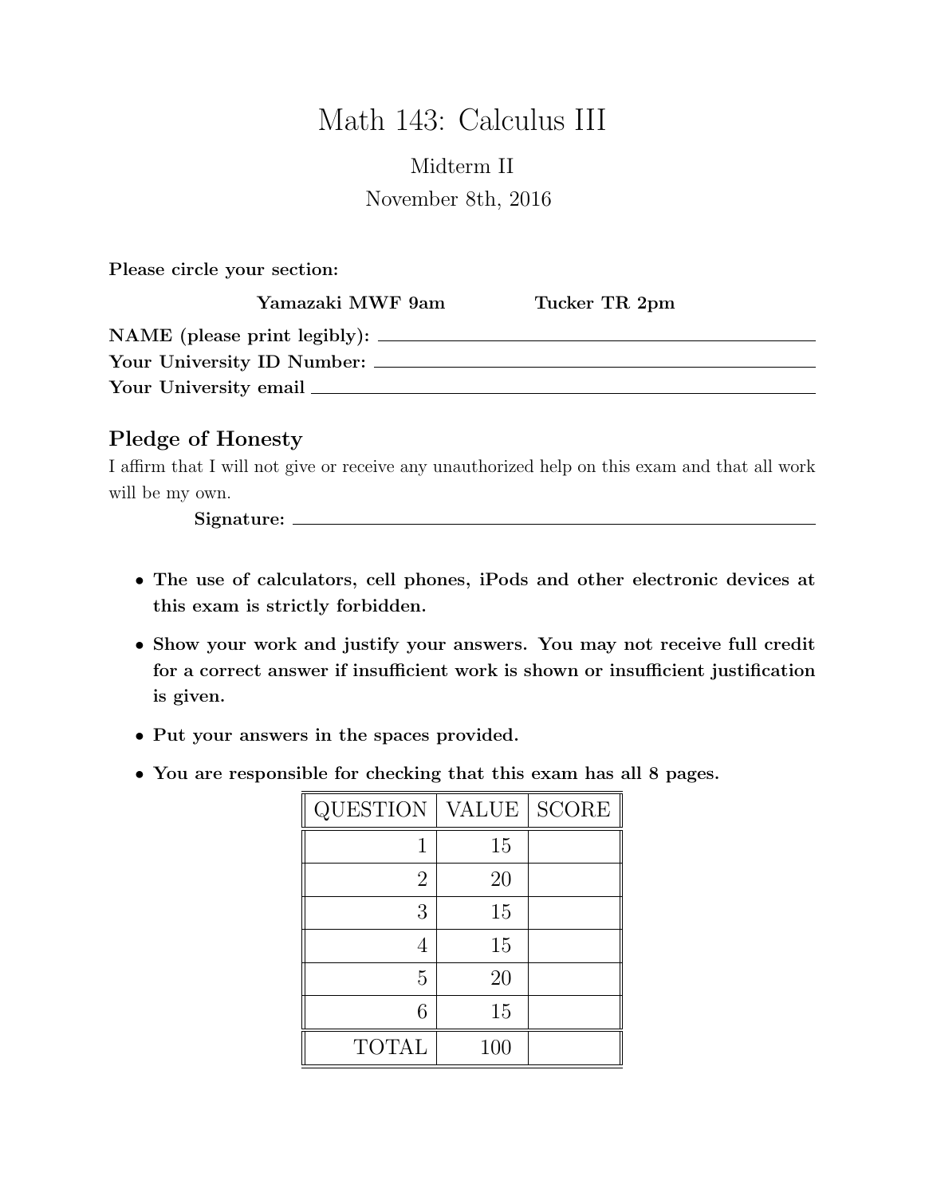# Math 143: Calculus III

Midterm II

November 8th, 2016

**Please circle your section:**

**Yamazaki MWF 9am** **Tucker TR 2pm**

**NAME (please print legibly):** ______________________________

**Your University ID Number:** ______________________________

**Your University email** ______________________________

## Pledge of Honesty

I affirm that I will not give or receive any unauthorized help on this exam and that all work will be my own.

**Signature:** ______________________________

- **The use of calculators, cell phones, iPods and other electronic devices at this exam is strictly forbidden.**
- **Show your work and justify your answers. You may not receive full credit for a correct answer if insufficient work is shown or insufficient justification is given.**
- **Put your answers in the spaces provided.**
- **You are responsible for checking that this exam has all 8 pages.**

| QUESTION | VALUE | SCORE |
|---|---|---|
| 1 | 15 | |
| 2 | 20 | |
| 3 | 15 | |
| 4 | 15 | |
| 5 | 20 | |
| 6 | 15 | |
| TOTAL | 100 | |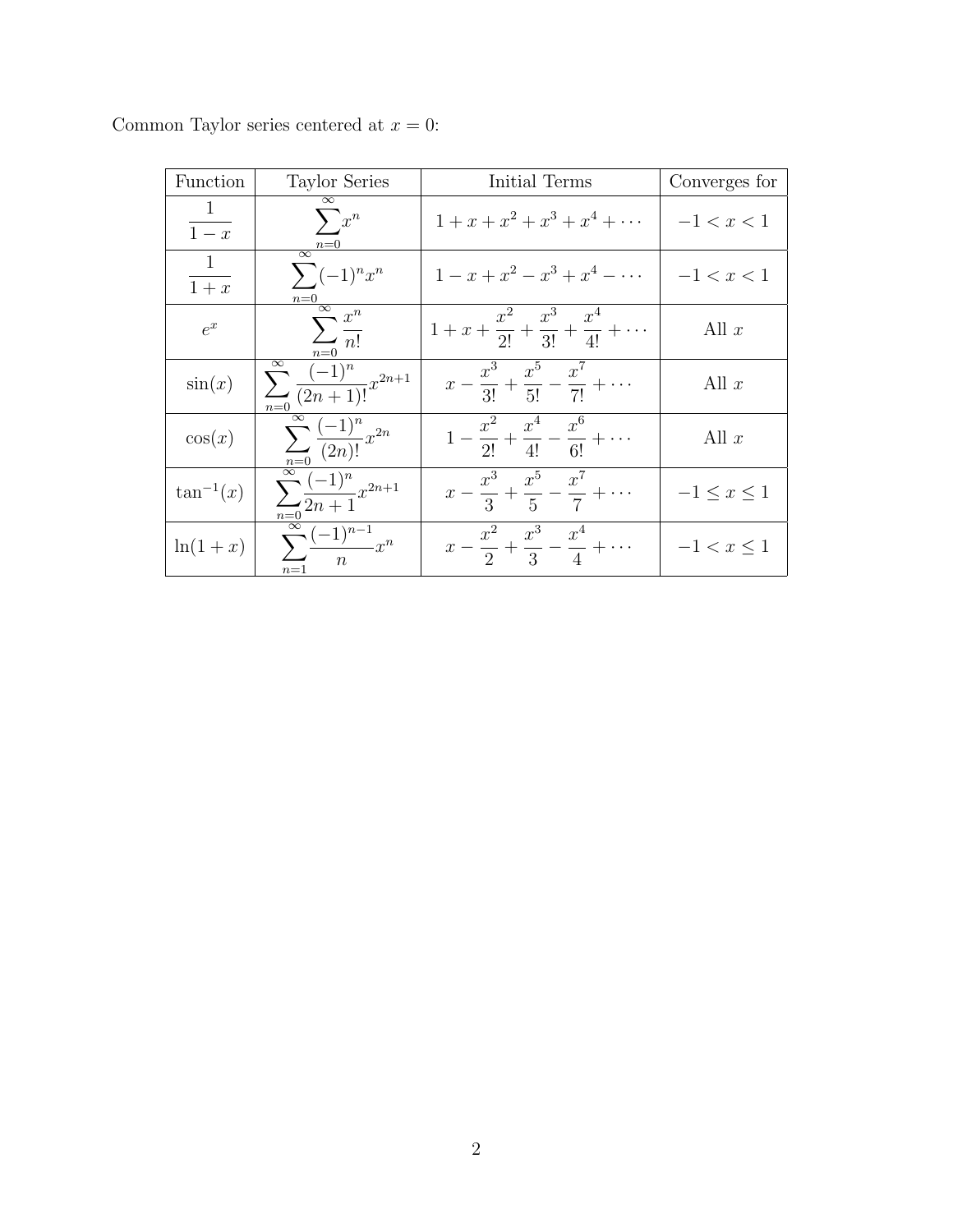Common Taylor series centered at $x = 0$:

| Function | Taylor Series | Initial Terms | Converges for |
|---|---|---|---|
| $\dfrac{1}{1-x}$ | $\displaystyle\sum_{n=0}^{\infty} x^n$ | $1 + x + x^2 + x^3 + x^4 + \cdots$ | $-1 < x < 1$ |
| $\dfrac{1}{1+x}$ | $\displaystyle\sum_{n=0}^{\infty} (-1)^n x^n$ | $1 - x + x^2 - x^3 + x^4 - \cdots$ | $-1 < x < 1$ |
| $e^x$ | $\displaystyle\sum_{n=0}^{\infty} \frac{x^n}{n!}$ | $1 + x + \dfrac{x^2}{2!} + \dfrac{x^3}{3!} + \dfrac{x^4}{4!} + \cdots$ | All $x$ |
| $\sin(x)$ | $\displaystyle\sum_{n=0}^{\infty} \frac{(-1)^n}{(2n+1)!} x^{2n+1}$ | $x - \dfrac{x^3}{3!} + \dfrac{x^5}{5!} - \dfrac{x^7}{7!} + \cdots$ | All $x$ |
| $\cos(x)$ | $\displaystyle\sum_{n=0}^{\infty} \frac{(-1)^n}{(2n)!} x^{2n}$ | $1 - \dfrac{x^2}{2!} + \dfrac{x^4}{4!} - \dfrac{x^6}{6!} + \cdots$ | All $x$ |
| $\tan^{-1}(x)$ | $\displaystyle\sum_{n=0}^{\infty} \frac{(-1)^n}{2n+1} x^{2n+1}$ | $x - \dfrac{x^3}{3} + \dfrac{x^5}{5} - \dfrac{x^7}{7} + \cdots$ | $-1 \leq x \leq 1$ |
| $\ln(1+x)$ | $\displaystyle\sum_{n=1}^{\infty} \frac{(-1)^{n-1}}{n} x^n$ | $x - \dfrac{x^2}{2} + \dfrac{x^3}{3} - \dfrac{x^4}{4} + \cdots$ | $-1 < x \leq 1$ |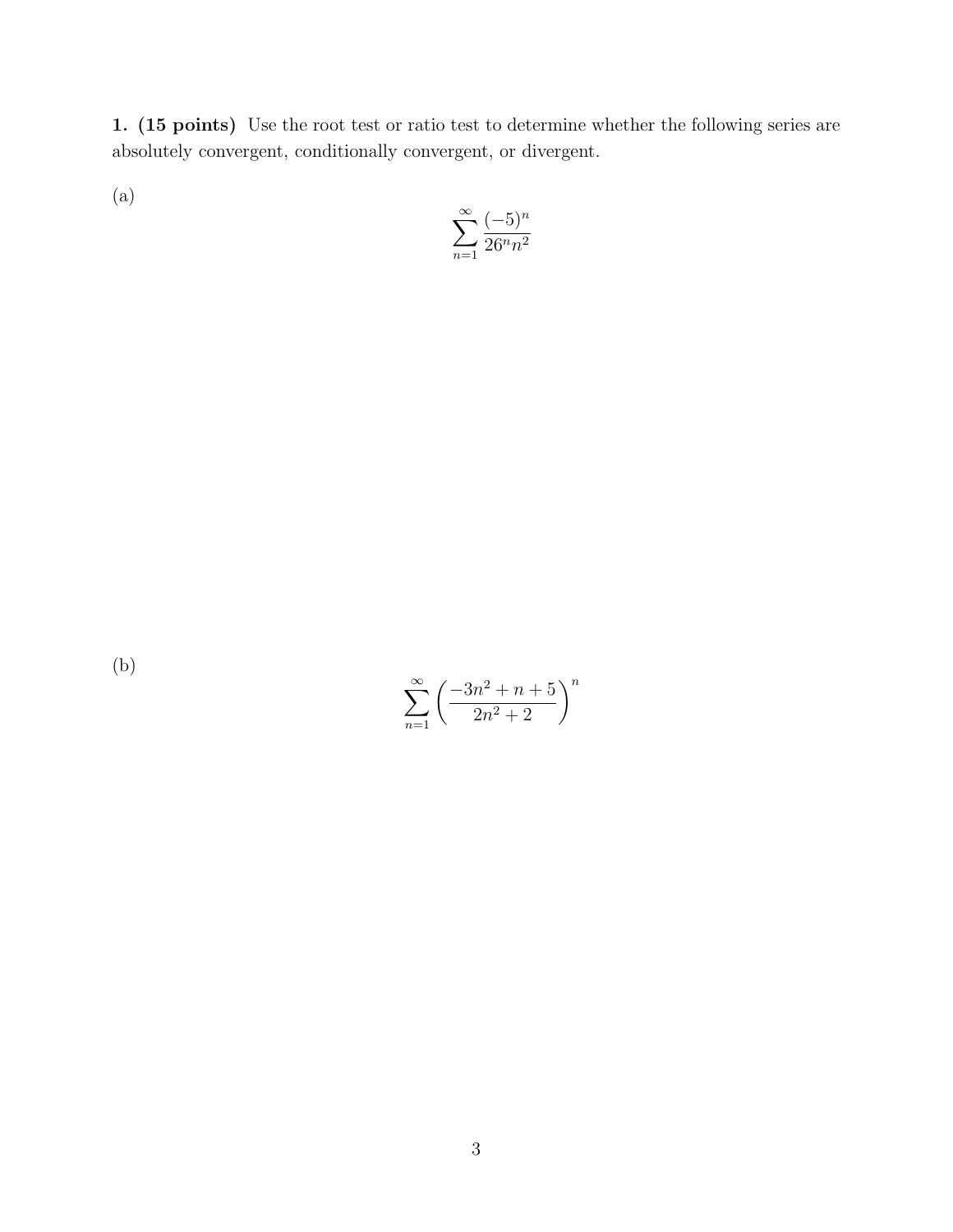**1. (15 points)** Use the root test or ratio test to determine whether the following series are absolutely convergent, conditionally convergent, or divergent.

(a)

$$\sum_{n=1}^{\infty} \frac{(-5)^n}{26^n n^2}$$

(b)

$$\sum_{n=1}^{\infty} \left( \frac{-3n^2 + n + 5}{2n^2 + 2} \right)^n$$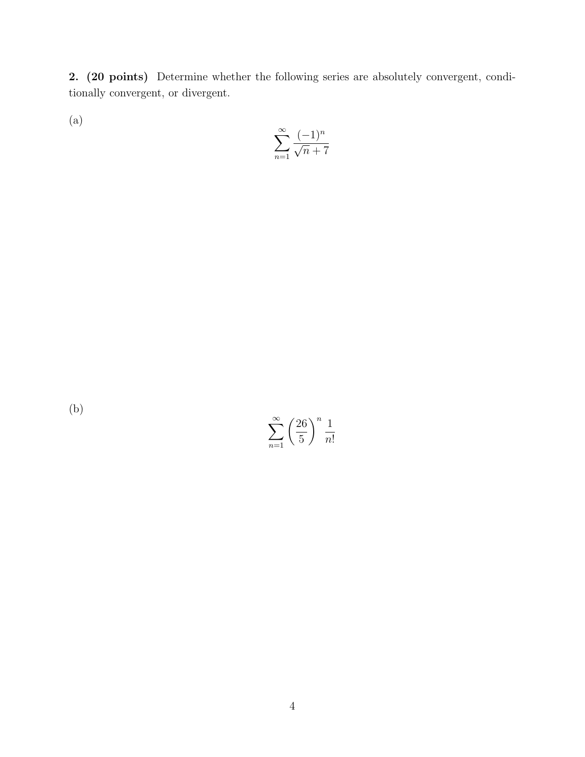**2. (20 points)** Determine whether the following series are absolutely convergent, conditionally convergent, or divergent.

(a)

$$\sum_{n=1}^{\infty} \frac{(-1)^n}{\sqrt{n}+7}$$

(b)

$$\sum_{n=1}^{\infty} \left(\frac{26}{5}\right)^n \frac{1}{n!}$$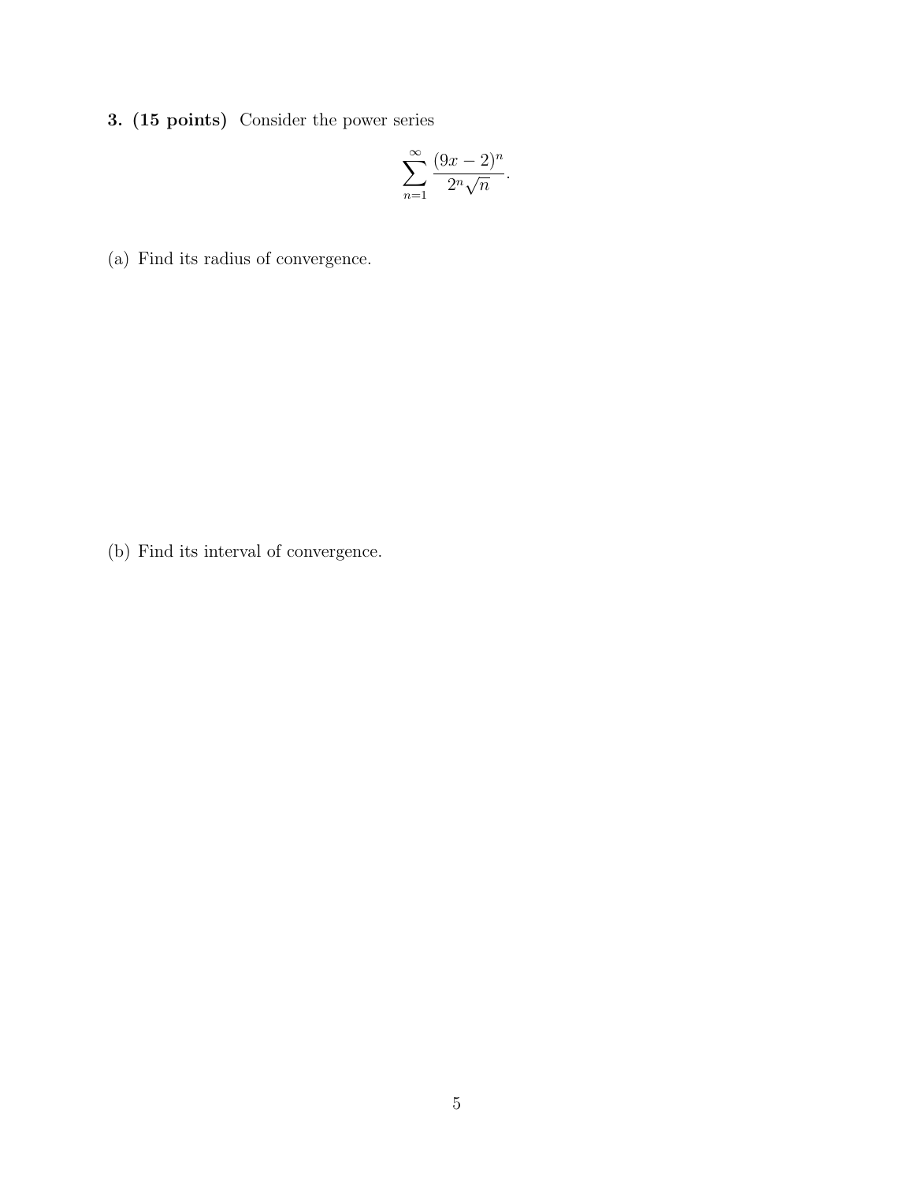**3. (15 points)** Consider the power series

$$\sum_{n=1}^{\infty} \frac{(9x-2)^n}{2^n \sqrt{n}}.$$

(a) Find its radius of convergence.

(b) Find its interval of convergence.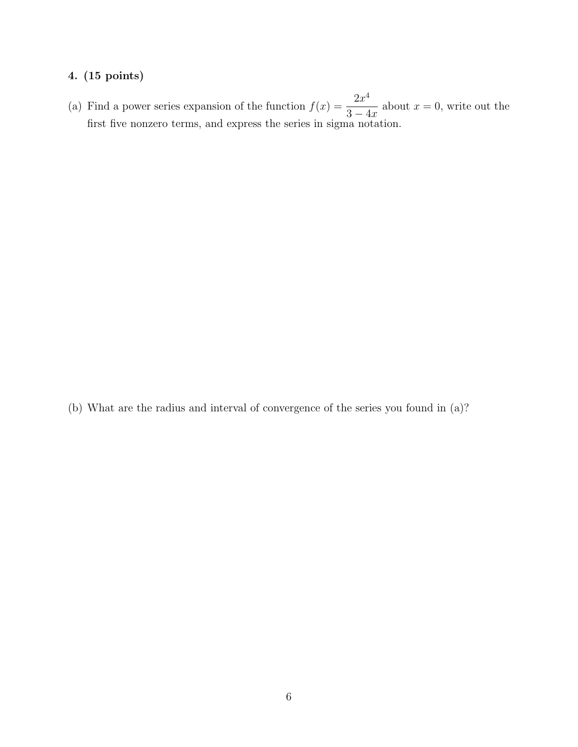**4. (15 points)**

(a) Find a power series expansion of the function $f(x) = \dfrac{2x^4}{3 - 4x}$ about $x = 0$, write out the first five nonzero terms, and express the series in sigma notation.

(b) What are the radius and interval of convergence of the series you found in (a)?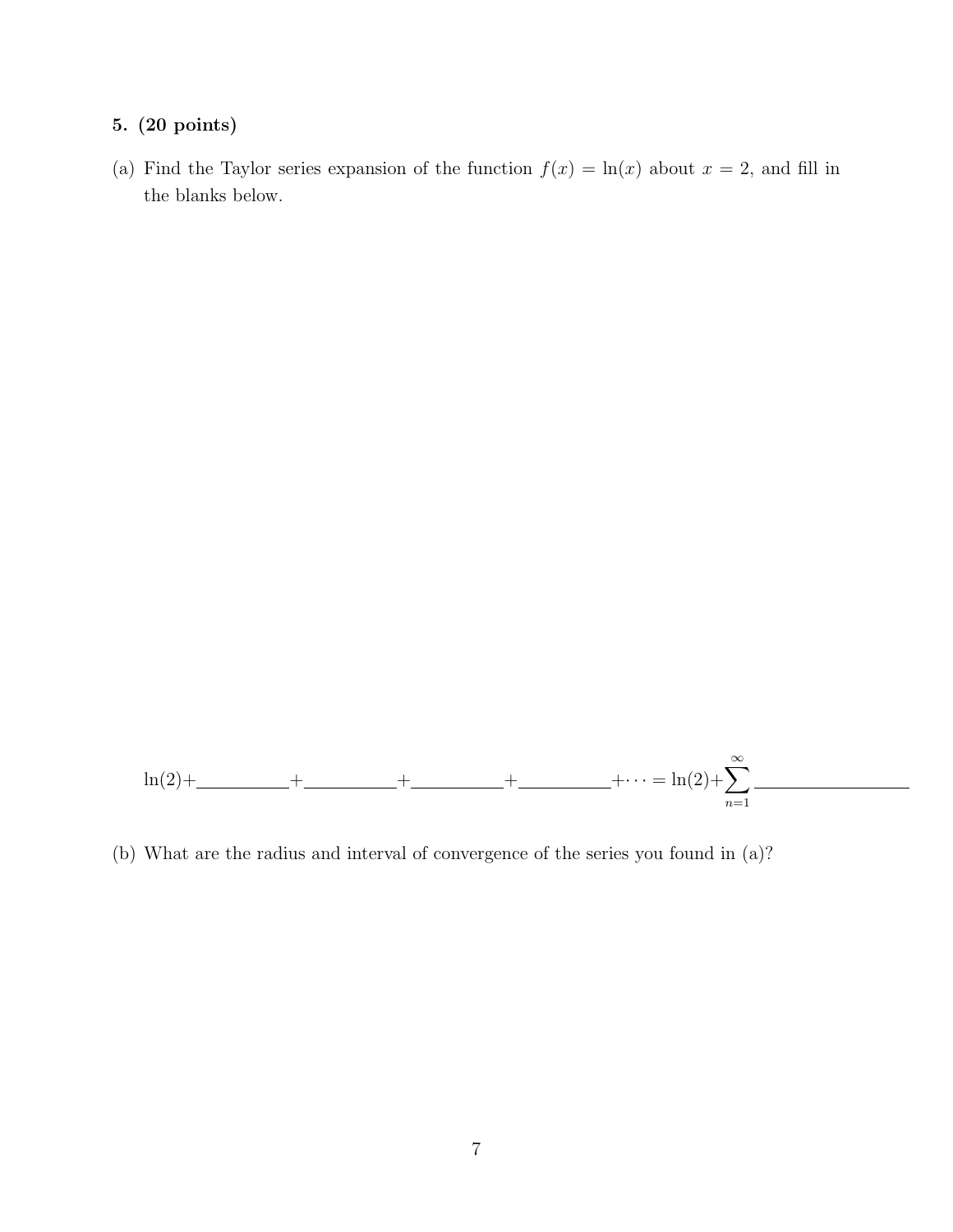**5. (20 points)**

(a) Find the Taylor series expansion of the function $f(x) = \ln(x)$ about $x = 2$, and fill in the blanks below.

$$\ln(2) + \underline{\hspace{2cm}} + \underline{\hspace{2cm}} + \underline{\hspace{2cm}} + \underline{\hspace{2cm}} + \cdots = \ln(2) + \sum_{n=1}^{\infty} \underline{\hspace{3cm}}$$

(b) What are the radius and interval of convergence of the series you found in (a)?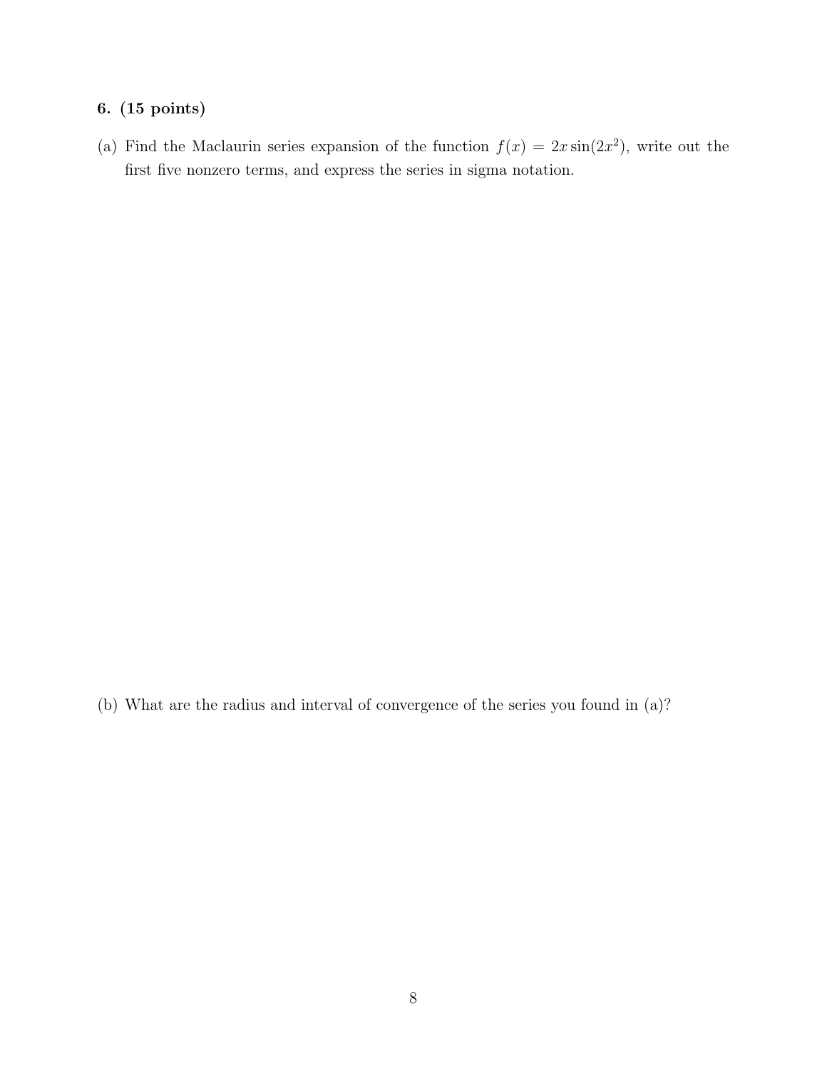**6. (15 points)**

(a) Find the Maclaurin series expansion of the function $f(x) = 2x\sin(2x^2)$, write out the first five nonzero terms, and express the series in sigma notation.

(b) What are the radius and interval of convergence of the series you found in (a)?